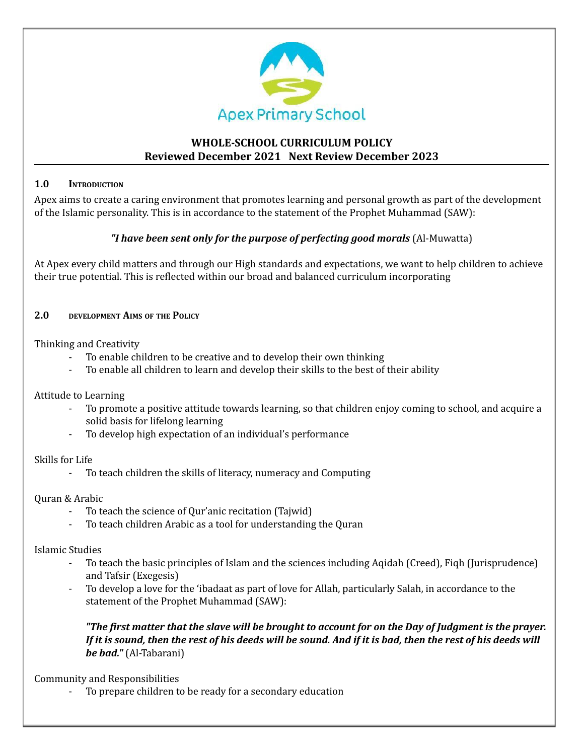Apex Primary School

# WHOLE-SCHOOL CURRICULUM POLICY
**Reviewed December 2021 Next Review December 2023**

## 1.0 INTRODUCTION

Apex aims to create a caring environment that promotes learning and personal growth as part of the development of the Islamic personality. This is in accordance to the statement of the Prophet Muhammad (SAW):

***"I have been sent only for the purpose of perfecting good morals*** (Al-Muwatta)

At Apex every child matters and through our High standards and expectations, we want to help children to achieve their true potential. This is reflected within our broad and balanced curriculum incorporating

## 2.0 DEVELOPMENT AIMS OF THE POLICY

Thinking and Creativity

- To enable children to be creative and to develop their own thinking
- To enable all children to learn and develop their skills to the best of their ability

Attitude to Learning

- To promote a positive attitude towards learning, so that children enjoy coming to school, and acquire a solid basis for lifelong learning
- To develop high expectation of an individual's performance

Skills for Life

- To teach children the skills of literacy, numeracy and Computing

Quran & Arabic

- To teach the science of Qur'anic recitation (Tajwid)
- To teach children Arabic as a tool for understanding the Quran

Islamic Studies

- To teach the basic principles of Islam and the sciences including Aqidah (Creed), Fiqh (Jurisprudence) and Tafsir (Exegesis)
- To develop a love for the 'ibadaat as part of love for Allah, particularly Salah, in accordance to the statement of the Prophet Muhammad (SAW):

  ***"The first matter that the slave will be brought to account for on the Day of Judgment is the prayer. If it is sound, then the rest of his deeds will be sound. And if it is bad, then the rest of his deeds will be bad."*** (Al-Tabarani)

Community and Responsibilities

- To prepare children to be ready for a secondary education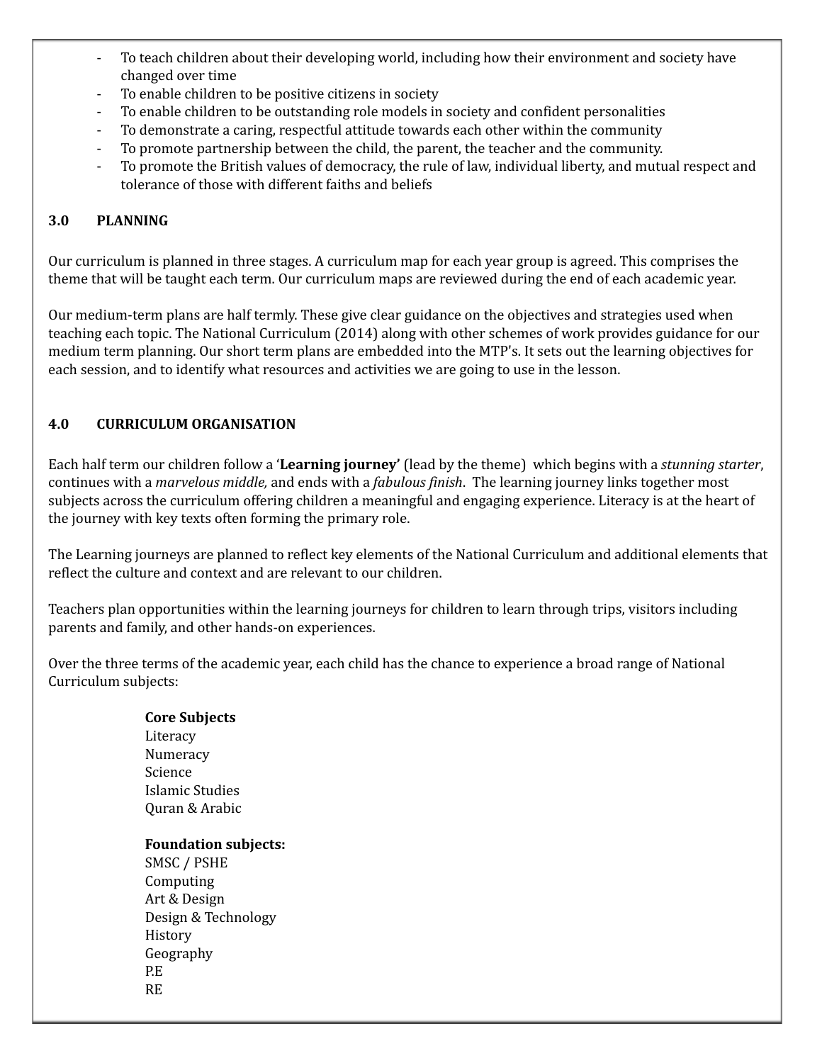- To teach children about their developing world, including how their environment and society have changed over time
- To enable children to be positive citizens in society
- To enable children to be outstanding role models in society and confident personalities
- To demonstrate a caring, respectful attitude towards each other within the community
- To promote partnership between the child, the parent, the teacher and the community.
- To promote the British values of democracy, the rule of law, individual liberty, and mutual respect and tolerance of those with different faiths and beliefs

## 3.0 PLANNING

Our curriculum is planned in three stages. A curriculum map for each year group is agreed. This comprises the theme that will be taught each term. Our curriculum maps are reviewed during the end of each academic year.

Our medium-term plans are half termly. These give clear guidance on the objectives and strategies used when teaching each topic. The National Curriculum (2014) along with other schemes of work provides guidance for our medium term planning. Our short term plans are embedded into the MTP's. It sets out the learning objectives for each session, and to identify what resources and activities we are going to use in the lesson.

## 4.0 CURRICULUM ORGANISATION

Each half term our children follow a '**Learning journey'** (lead by the theme) which begins with a *stunning starter*, continues with a *marvelous middle,* and ends with a *fabulous finish*. The learning journey links together most subjects across the curriculum offering children a meaningful and engaging experience. Literacy is at the heart of the journey with key texts often forming the primary role.

The Learning journeys are planned to reflect key elements of the National Curriculum and additional elements that reflect the culture and context and are relevant to our children.

Teachers plan opportunities within the learning journeys for children to learn through trips, visitors including parents and family, and other hands-on experiences.

Over the three terms of the academic year, each child has the chance to experience a broad range of National Curriculum subjects:

**Core Subjects**
Literacy
Numeracy
Science
Islamic Studies
Quran & Arabic

**Foundation subjects:**
SMSC / PSHE
Computing
Art & Design
Design & Technology
History
Geography
P.E
RE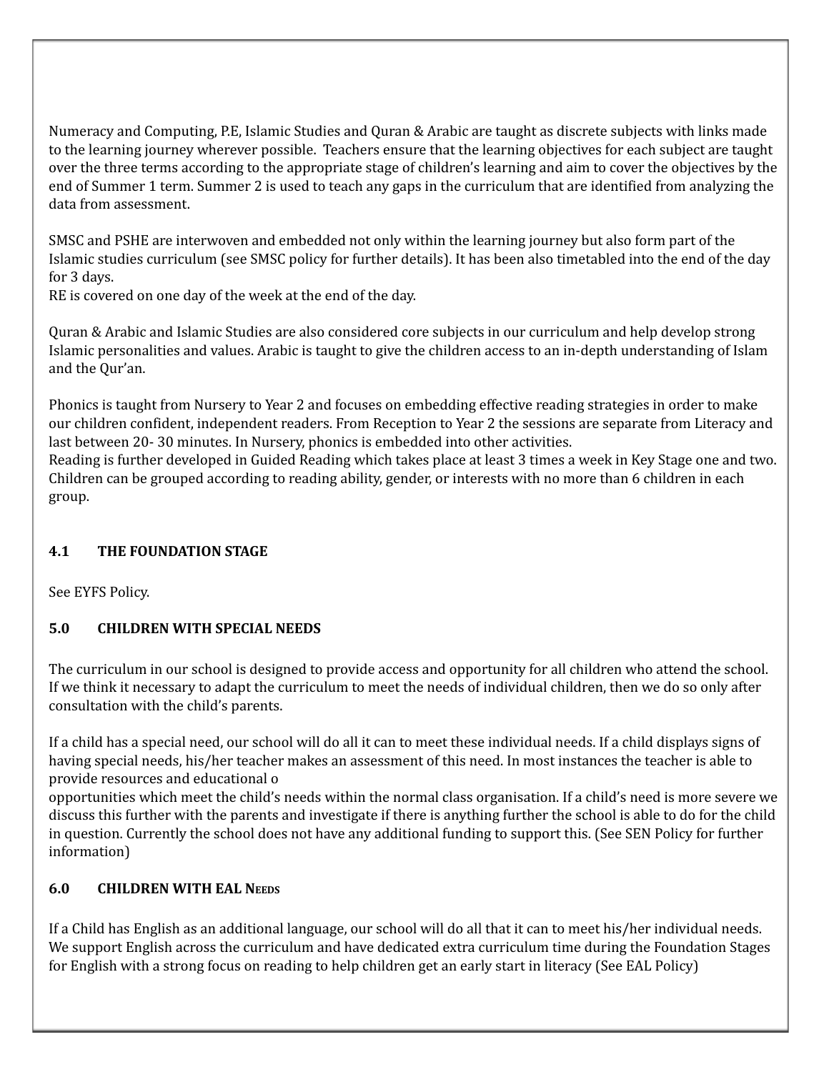Numeracy and Computing, P.E, Islamic Studies and Quran & Arabic are taught as discrete subjects with links made to the learning journey wherever possible. Teachers ensure that the learning objectives for each subject are taught over the three terms according to the appropriate stage of children's learning and aim to cover the objectives by the end of Summer 1 term. Summer 2 is used to teach any gaps in the curriculum that are identified from analyzing the data from assessment.

SMSC and PSHE are interwoven and embedded not only within the learning journey but also form part of the Islamic studies curriculum (see SMSC policy for further details). It has been also timetabled into the end of the day for 3 days.
RE is covered on one day of the week at the end of the day.

Quran & Arabic and Islamic Studies are also considered core subjects in our curriculum and help develop strong Islamic personalities and values. Arabic is taught to give the children access to an in-depth understanding of Islam and the Qur'an.

Phonics is taught from Nursery to Year 2 and focuses on embedding effective reading strategies in order to make our children confident, independent readers. From Reception to Year 2 the sessions are separate from Literacy and last between 20- 30 minutes. In Nursery, phonics is embedded into other activities.
Reading is further developed in Guided Reading which takes place at least 3 times a week in Key Stage one and two. Children can be grouped according to reading ability, gender, or interests with no more than 6 children in each group.

### 4.1 THE FOUNDATION STAGE

See EYFS Policy.

### 5.0 CHILDREN WITH SPECIAL NEEDS

The curriculum in our school is designed to provide access and opportunity for all children who attend the school. If we think it necessary to adapt the curriculum to meet the needs of individual children, then we do so only after consultation with the child's parents.

If a child has a special need, our school will do all it can to meet these individual needs. If a child displays signs of having special needs, his/her teacher makes an assessment of this need. In most instances the teacher is able to provide resources and educational o
opportunities which meet the child's needs within the normal class organisation. If a child's need is more severe we discuss this further with the parents and investigate if there is anything further the school is able to do for the child in question. Currently the school does not have any additional funding to support this. (See SEN Policy for further information)

### 6.0 CHILDREN WITH EAL NEEDS

If a Child has English as an additional language, our school will do all that it can to meet his/her individual needs. We support English across the curriculum and have dedicated extra curriculum time during the Foundation Stages for English with a strong focus on reading to help children get an early start in literacy (See EAL Policy)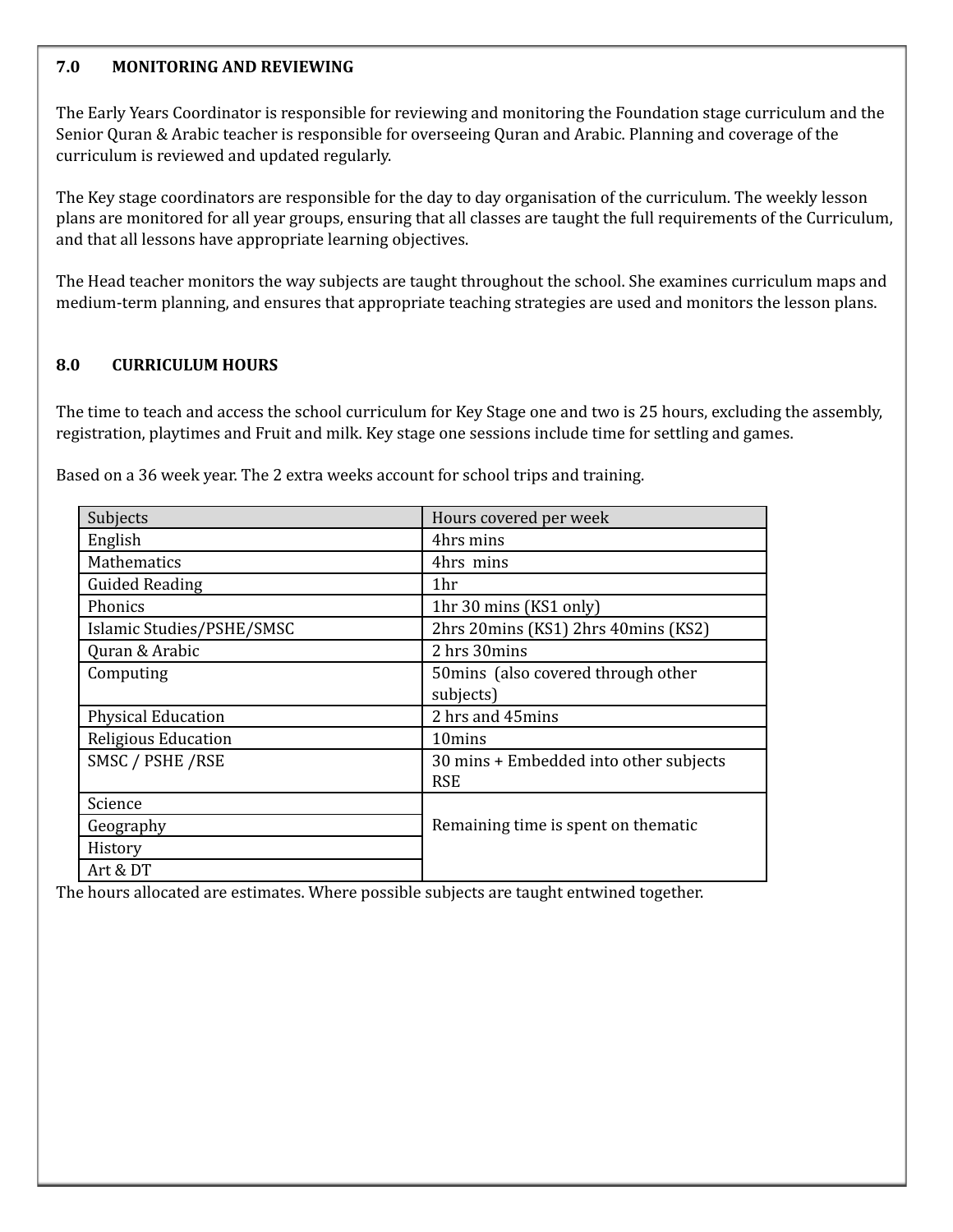## 7.0 MONITORING AND REVIEWING

The Early Years Coordinator is responsible for reviewing and monitoring the Foundation stage curriculum and the Senior Quran & Arabic teacher is responsible for overseeing Quran and Arabic. Planning and coverage of the curriculum is reviewed and updated regularly.

The Key stage coordinators are responsible for the day to day organisation of the curriculum. The weekly lesson plans are monitored for all year groups, ensuring that all classes are taught the full requirements of the Curriculum, and that all lessons have appropriate learning objectives.

The Head teacher monitors the way subjects are taught throughout the school. She examines curriculum maps and medium-term planning, and ensures that appropriate teaching strategies are used and monitors the lesson plans.

## 8.0 CURRICULUM HOURS

The time to teach and access the school curriculum for Key Stage one and two is 25 hours, excluding the assembly, registration, playtimes and Fruit and milk. Key stage one sessions include time for settling and games.

Based on a 36 week year. The 2 extra weeks account for school trips and training.

| Subjects | Hours covered per week |
| --- | --- |
| English | 4hrs mins |
| Mathematics | 4hrs mins |
| Guided Reading | 1hr |
| Phonics | 1hr 30 mins (KS1 only) |
| Islamic Studies/PSHE/SMSC | 2hrs 20mins (KS1) 2hrs 40mins (KS2) |
| Quran & Arabic | 2 hrs 30mins |
| Computing | 50mins (also covered through other subjects) |
| Physical Education | 2 hrs and 45mins |
| Religious Education | 10mins |
| SMSC / PSHE /RSE | 30 mins + Embedded into other subjects RSE |
| Science | Remaining time is spent on thematic |
| Geography | |
| History | |
| Art & DT | |

The hours allocated are estimates. Where possible subjects are taught entwined together.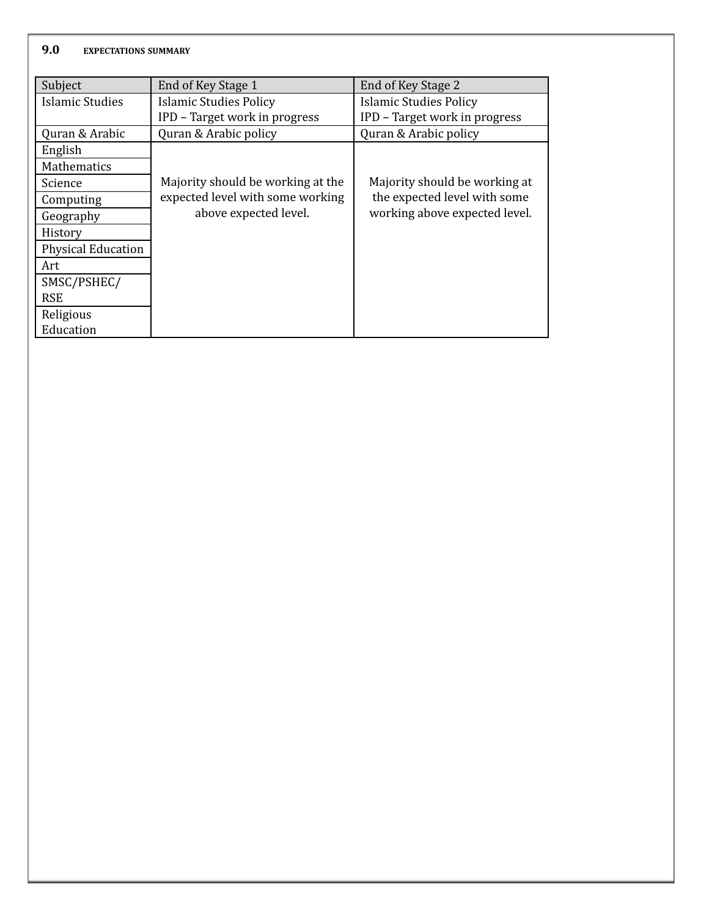## 9.0 EXPECTATIONS SUMMARY

| Subject | End of Key Stage 1 | End of Key Stage 2 |
|---|---|---|
| Islamic Studies | Islamic Studies Policy<br>IPD – Target work in progress | Islamic Studies Policy<br>IPD – Target work in progress |
| Quran & Arabic | Quran & Arabic policy | Quran & Arabic policy |
| English | Majority should be working at the expected level with some working above expected level. | Majority should be working at the expected level with some working above expected level. |
| Mathematics | | |
| Science | | |
| Computing | | |
| Geography | | |
| History | | |
| Physical Education | | |
| Art | | |
| SMSC/PSHEC/ RSE | | |
| Religious Education | | |